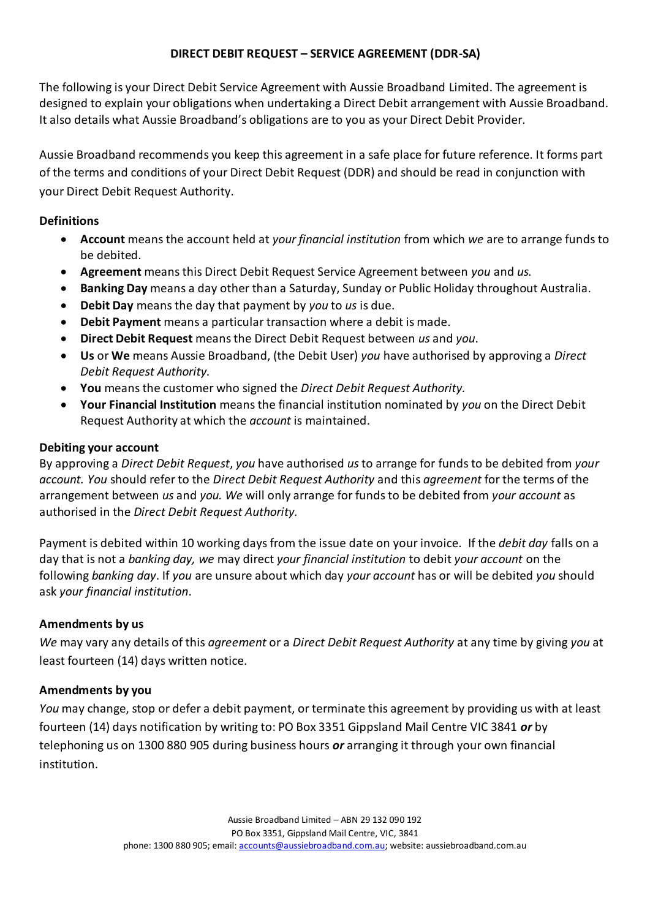## DIRECT DEBIT REQUEST – SERVICE AGREEMENT (DDR-SA)

The following is your Direct Debit Service Agreement with Aussie Broadband Limited. The agreement is designed to explain your obligations when undertaking a Direct Debit arrangement with Aussie Broadband. It also details what Aussie Broadband's obligations are to you as your Direct Debit Provider.

Aussie Broadband recommends you keep this agreement in a safe place for future reference. It forms part of the terms and conditions of your Direct Debit Request (DDR) and should be read in conjunction with your Direct Debit Request Authority.

### Definitions

- **Account** means the account held at *your financial institution* from which *we* are to arrange funds to be debited.
- **Agreement** means this Direct Debit Request Service Agreement between *you* and *us.*
- **Banking Day** means a day other than a Saturday, Sunday or Public Holiday throughout Australia.
- **Debit Day** means the day that payment by *you* to *us* is due.
- **Debit Payment** means a particular transaction where a debit is made.
- **Direct Debit Request** means the Direct Debit Request between *us* and *you*.
- **Us** or **We** means Aussie Broadband, (the Debit User) *you* have authorised by approving a *Direct Debit Request Authority.*
- **You** means the customer who signed the *Direct Debit Request Authority.*
- **Your Financial Institution** means the financial institution nominated by *you* on the Direct Debit Request Authority at which the *account* is maintained.

### Debiting your account

By approving a *Direct Debit Request*, *you* have authorised *us* to arrange for funds to be debited from *your account. You* should refer to the *Direct Debit Request Authority* and this *agreement* for the terms of the arrangement between *us* and *you. We* will only arrange for funds to be debited from *your account* as authorised in the *Direct Debit Request Authority.*

Payment is debited within 10 working days from the issue date on your invoice. If the *debit day* falls on a day that is not a *banking day, we* may direct *your financial institution* to debit *your account* on the following *banking day*. If *you* are unsure about which day *your account* has or will be debited *you* should ask *your financial institution*.

### Amendments by us

*We* may vary any details of this *agreement* or a *Direct Debit Request Authority* at any time by giving *you* at least fourteen (14) days written notice.

### Amendments by you

*You* may change, stop or defer a debit payment, or terminate this agreement by providing us with at least fourteen (14) days notification by writing to: PO Box 3351 Gippsland Mail Centre VIC 3841 ***or*** by telephoning us on 1300 880 905 during business hours ***or*** arranging it through your own financial institution.

Aussie Broadband Limited – ABN 29 132 090 192
PO Box 3351, Gippsland Mail Centre, VIC, 3841
phone: 1300 880 905; email: accounts@aussiebroadband.com.au; website: aussiebroadband.com.au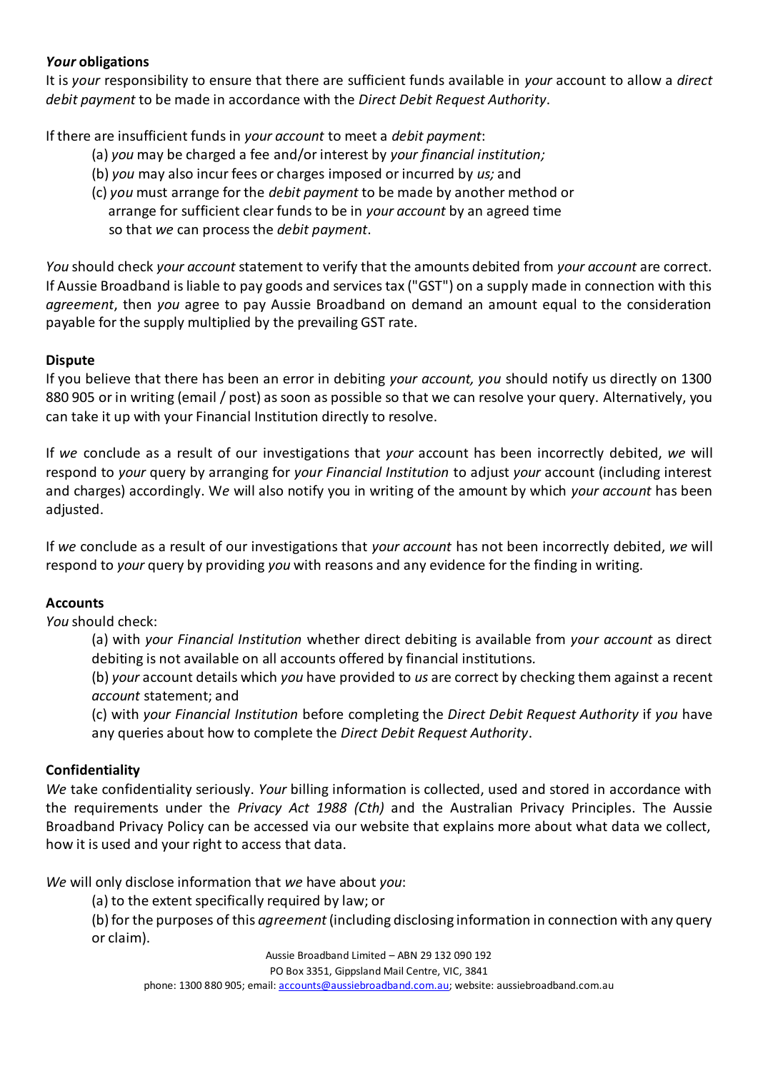***Your* obligations**

It is *your* responsibility to ensure that there are sufficient funds available in *your* account to allow a *direct debit payment* to be made in accordance with the *Direct Debit Request Authority*.

If there are insufficient funds in *your account* to meet a *debit payment*:

(a) *you* may be charged a fee and/or interest by *your financial institution;*

(b) *you* may also incur fees or charges imposed or incurred by *us;* and

(c) *you* must arrange for the *debit payment* to be made by another method or arrange for sufficient clear funds to be in *your account* by an agreed time so that *we* can process the *debit payment*.

*You* should check *your account* statement to verify that the amounts debited from *your account* are correct. If Aussie Broadband is liable to pay goods and services tax ("GST") on a supply made in connection with this *agreement*, then *you* agree to pay Aussie Broadband on demand an amount equal to the consideration payable for the supply multiplied by the prevailing GST rate.

**Dispute**

If you believe that there has been an error in debiting *your account, you* should notify us directly on 1300 880 905 or in writing (email / post) as soon as possible so that we can resolve your query. Alternatively, you can take it up with your Financial Institution directly to resolve.

If *we* conclude as a result of our investigations that *your* account has been incorrectly debited, *we* will respond to *your* query by arranging for *your Financial Institution* to adjust *your* account (including interest and charges) accordingly. W*e* will also notify you in writing of the amount by which *your account* has been adjusted.

If *we* conclude as a result of our investigations that *your account* has not been incorrectly debited, *we* will respond to *your* query by providing *you* with reasons and any evidence for the finding in writing.

**Accounts**

*You* should check:

(a) with *your Financial Institution* whether direct debiting is available from *your account* as direct debiting is not available on all accounts offered by financial institutions.

(b) *your* account details which *you* have provided to *us* are correct by checking them against a recent *account* statement; and

(c) with *your Financial Institution* before completing the *Direct Debit Request Authority* if *you* have any queries about how to complete the *Direct Debit Request Authority*.

**Confidentiality**

*We* take confidentiality seriously. *Your* billing information is collected, used and stored in accordance with the requirements under the *Privacy Act 1988 (Cth)* and the Australian Privacy Principles. The Aussie Broadband Privacy Policy can be accessed via our website that explains more about what data we collect, how it is used and your right to access that data.

*We* will only disclose information that *we* have about *you*:

(a) to the extent specifically required by law; or

(b) for the purposes of this *agreement* (including disclosing information in connection with any query or claim).

Aussie Broadband Limited – ABN 29 132 090 192
PO Box 3351, Gippsland Mail Centre, VIC, 3841
phone: 1300 880 905; email: accounts@aussiebroadband.com.au; website: aussiebroadband.com.au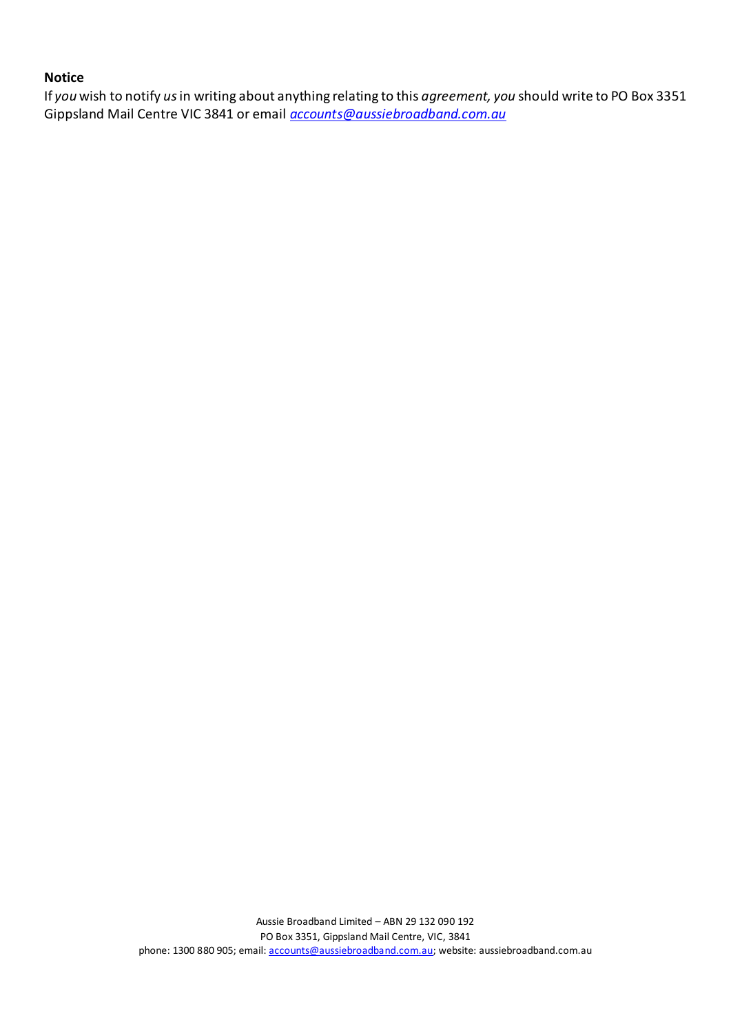**Notice**

If *you* wish to notify *us* in writing about anything relating to this *agreement, you* should write to PO Box 3351 Gippsland Mail Centre VIC 3841 or email *accounts@aussiebroadband.com.au*